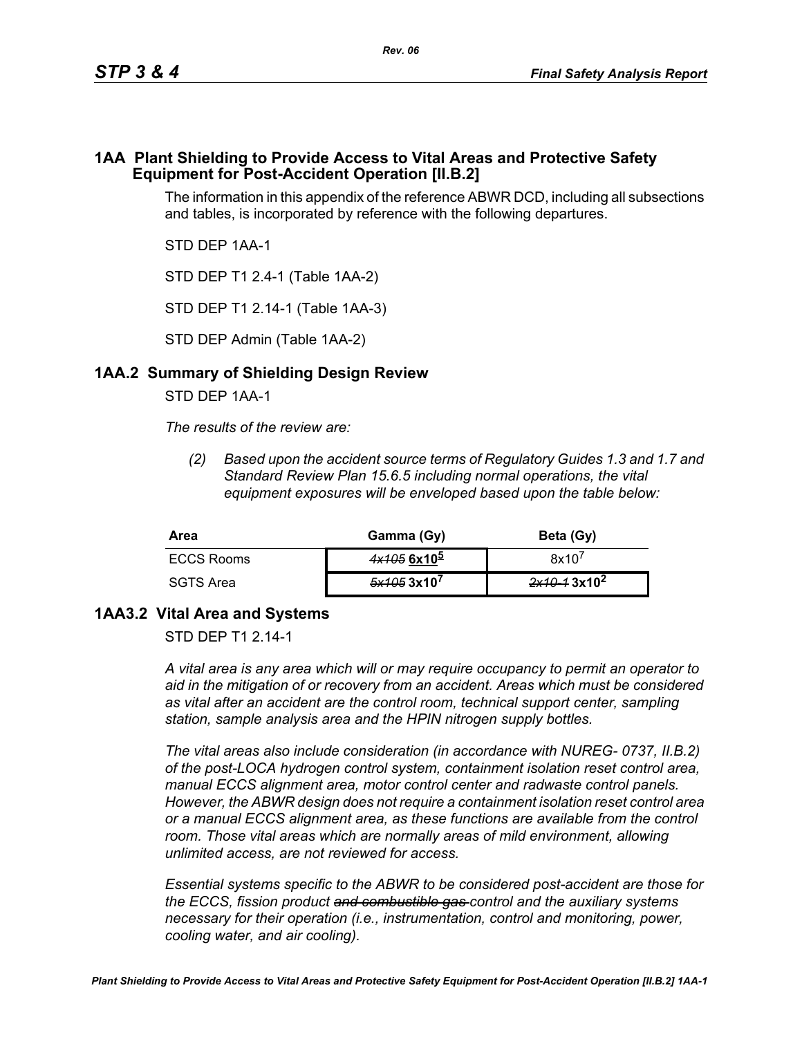# 1AA Plant Shielding to Provide Access to Vital Areas and Protective Safety Equipment for Post-Accident Operation [II.B.2]

The information in this appendix of the reference ABWR DCD, including all subsections and tables, is incorporated by reference with the following departures.

STD DEP 1AA-1

STD DEP T1 2.4-1 (Table 1AA-2)

STD DEP T1 2.14-1 (Table 1AA-3)

STD DEP Admin (Table 1AA-2)

## 1AA.2 Summary of Shielding Design Review

STD DEP 1AA-1

*The results of the review are:*

*(2) Based upon the accident source terms of Regulatory Guides 1.3 and 1.7 and Standard Review Plan 15.6.5 including normal operations, the vital equipment exposures will be enveloped based upon the table below:*

| Area | Gamma (Gy) | Beta (Gy) |
|---|---|---|
| ECCS Rooms | ~~4x105~~ **$6x10^5$** | $8x10^7$ |
| SGTS Area | ~~5x105~~ **$3x10^7$** | ~~2x10-1~~ **$3x10^2$** |

## 1AA3.2 Vital Area and Systems

STD DEP T1 2.14-1

*A vital area is any area which will or may require occupancy to permit an operator to aid in the mitigation of or recovery from an accident. Areas which must be considered as vital after an accident are the control room, technical support center, sampling station, sample analysis area and the HPIN nitrogen supply bottles.*

*The vital areas also include consideration (in accordance with NUREG- 0737, II.B.2) of the post-LOCA hydrogen control system, containment isolation reset control area, manual ECCS alignment area, motor control center and radwaste control panels. However, the ABWR design does not require a containment isolation reset control area or a manual ECCS alignment area, as these functions are available from the control room. Those vital areas which are normally areas of mild environment, allowing unlimited access, are not reviewed for access.*

*Essential systems specific to the ABWR to be considered post-accident are those for the ECCS, fission product ~~and combustible gas~~ control and the auxiliary systems necessary for their operation (i.e., instrumentation, control and monitoring, power, cooling water, and air cooling).*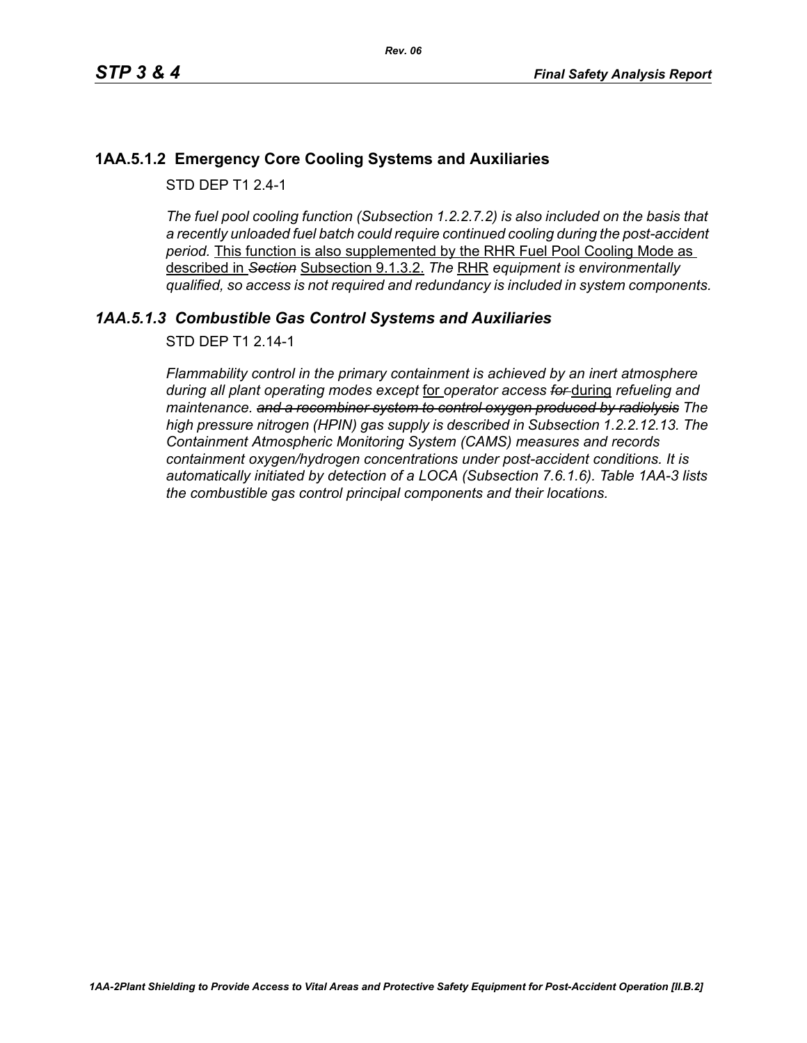### 1AA.5.1.2 Emergency Core Cooling Systems and Auxiliaries

STD DEP T1 2.4-1

*The fuel pool cooling function (Subsection 1.2.2.7.2) is also included on the basis that a recently unloaded fuel batch could require continued cooling during the post-accident period.* <u>This function is also supplemented by the RHR Fuel Pool Cooling Mode as described in</u> ~~*Section*~~ <u>Subsection 9.1.3.2.</u> *The* <u>RHR</u> *equipment is environmentally qualified, so access is not required and redundancy is included in system components.*

### *1AA.5.1.3 Combustible Gas Control Systems and Auxiliaries*

STD DEP T1 2.14-1

*Flammability control in the primary containment is achieved by an inert atmosphere during all plant operating modes except* <u>for</u> *operator access* ~~*for*~~ <u>during</u> *refueling and maintenance.* ~~*and a recombiner system to control oxygen produced by radiolysis*~~ *The high pressure nitrogen (HPIN) gas supply is described in Subsection 1.2.2.12.13. The Containment Atmospheric Monitoring System (CAMS) measures and records containment oxygen/hydrogen concentrations under post-accident conditions. It is automatically initiated by detection of a LOCA (Subsection 7.6.1.6). Table 1AA-3 lists the combustible gas control principal components and their locations.*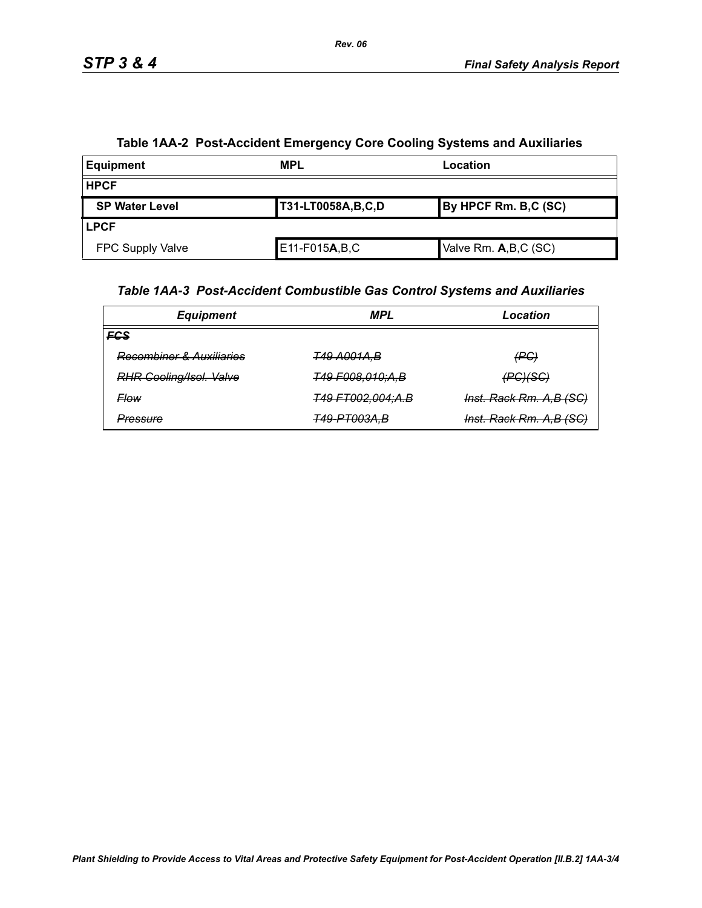**Table 1AA-2 Post-Accident Emergency Core Cooling Systems and Auxiliaries**

| Equipment | MPL | Location |
|---|---|---|
| **HPCF** | | |
| **SP Water Level** | **T31-LT0058A,B,C,D** | **By HPCF Rm. B,C (SC)** |
| **LPCF** | | |
| FPC Supply Valve | E11-F015**A**,B,C | Valve Rm. **A**,B,C (SC) |

***Table 1AA-3 Post-Accident Combustible Gas Control Systems and Auxiliaries***

| *Equipment* | *MPL* | *Location* |
|---|---|---|
| ~~***FCS***~~ | | |
| ~~*Recombiner & Auxiliaries*~~ | ~~*T49-A001A,B*~~ | ~~*(PC)*~~ |
| ~~*RHR Cooling/Isol. Valve*~~ | ~~*T49-F008,010;A,B*~~ | ~~*(PC)(SC)*~~ |
| ~~*Flow*~~ | ~~*T49-FT002,004;A.B*~~ | ~~*Inst. Rack Rm. A,B (SC)*~~ |
| ~~*Pressure*~~ | ~~*T49-PT003A,B*~~ | ~~*Inst. Rack Rm. A,B (SC)*~~ |